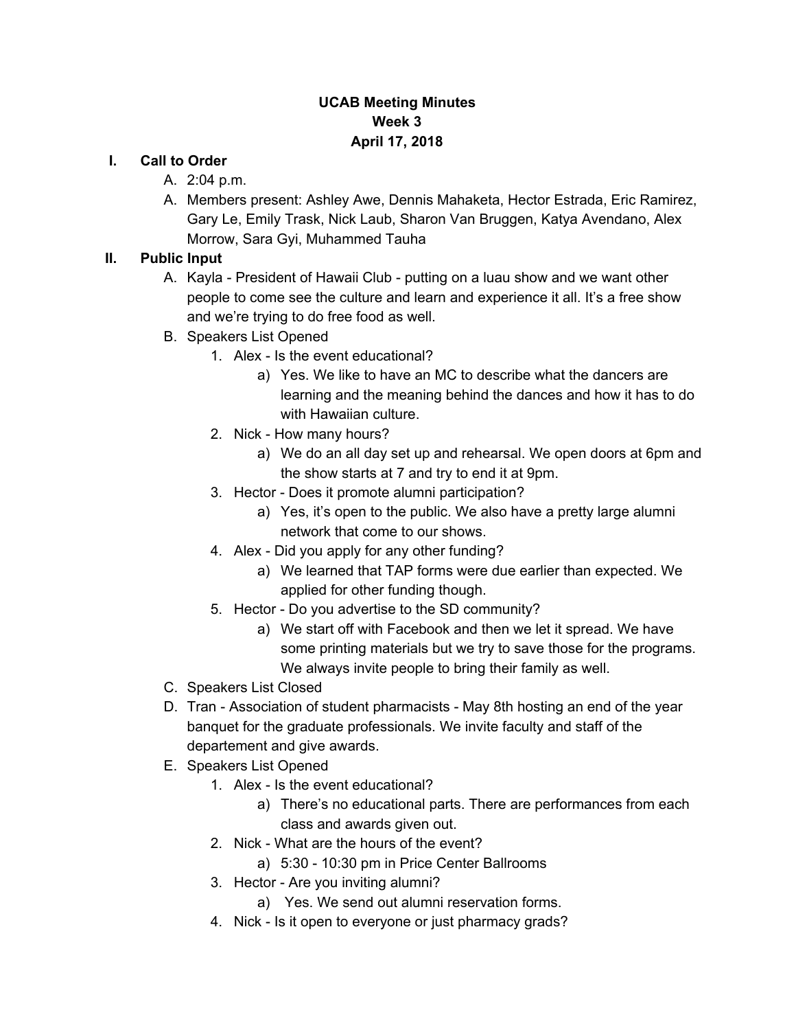**UCAB Meeting Minutes**
**Week 3**
**April 17, 2018**

I. **Call to Order**
   A. 2:04 p.m.
   A. Members present: Ashley Awe, Dennis Mahaketa, Hector Estrada, Eric Ramirez, Gary Le, Emily Trask, Nick Laub, Sharon Van Bruggen, Katya Avendano, Alex Morrow, Sara Gyi, Muhammed Tauha

II. **Public Input**
   A. Kayla - President of Hawaii Club - putting on a luau show and we want other people to come see the culture and learn and experience it all. It's a free show and we're trying to do free food as well.
   B. Speakers List Opened
      1. Alex - Is the event educational?
         a) Yes. We like to have an MC to describe what the dancers are learning and the meaning behind the dances and how it has to do with Hawaiian culture.
      2. Nick - How many hours?
         a) We do an all day set up and rehearsal. We open doors at 6pm and the show starts at 7 and try to end it at 9pm.
      3. Hector - Does it promote alumni participation?
         a) Yes, it's open to the public. We also have a pretty large alumni network that come to our shows.
      4. Alex - Did you apply for any other funding?
         a) We learned that TAP forms were due earlier than expected. We applied for other funding though.
      5. Hector - Do you advertise to the SD community?
         a) We start off with Facebook and then we let it spread. We have some printing materials but we try to save those for the programs. We always invite people to bring their family as well.
   C. Speakers List Closed
   D. Tran - Association of student pharmacists - May 8th hosting an end of the year banquet for the graduate professionals. We invite faculty and staff of the departement and give awards.
   E. Speakers List Opened
      1. Alex - Is the event educational?
         a) There's no educational parts. There are performances from each class and awards given out.
      2. Nick - What are the hours of the event?
         a) 5:30 - 10:30 pm in Price Center Ballrooms
      3. Hector - Are you inviting alumni?
         a) Yes. We send out alumni reservation forms.
      4. Nick - Is it open to everyone or just pharmacy grads?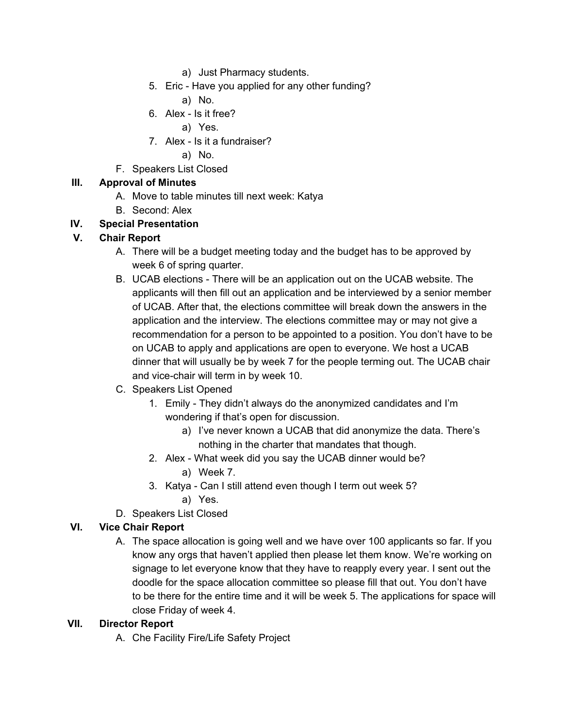a) Just Pharmacy students.

   5. Eric - Have you applied for any other funding?
      a) No.
   6. Alex - Is it free?
      a) Yes.
   7. Alex - Is it a fundraiser?
      a) No.

F. Speakers List Closed

## III. Approval of Minutes

A. Move to table minutes till next week: Katya
B. Second: Alex

## IV. Special Presentation

## V. Chair Report

A. There will be a budget meeting today and the budget has to be approved by week 6 of spring quarter.
B. UCAB elections - There will be an application out on the UCAB website. The applicants will then fill out an application and be interviewed by a senior member of UCAB. After that, the elections committee will break down the answers in the application and the interview. The elections committee may or may not give a recommendation for a person to be appointed to a position. You don't have to be on UCAB to apply and applications are open to everyone. We host a UCAB dinner that will usually be by week 7 for the people terming out. The UCAB chair and vice-chair will term in by week 10.
C. Speakers List Opened
   1. Emily - They didn't always do the anonymized candidates and I'm wondering if that's open for discussion.
      a) I've never known a UCAB that did anonymize the data. There's nothing in the charter that mandates that though.
   2. Alex - What week did you say the UCAB dinner would be?
      a) Week 7.
   3. Katya - Can I still attend even though I term out week 5?
      a) Yes.
D. Speakers List Closed

## VI. Vice Chair Report

A. The space allocation is going well and we have over 100 applicants so far. If you know any orgs that haven't applied then please let them know. We're working on signage to let everyone know that they have to reapply every year. I sent out the doodle for the space allocation committee so please fill that out. You don't have to be there for the entire time and it will be week 5. The applications for space will close Friday of week 4.

## VII. Director Report

A. Che Facility Fire/Life Safety Project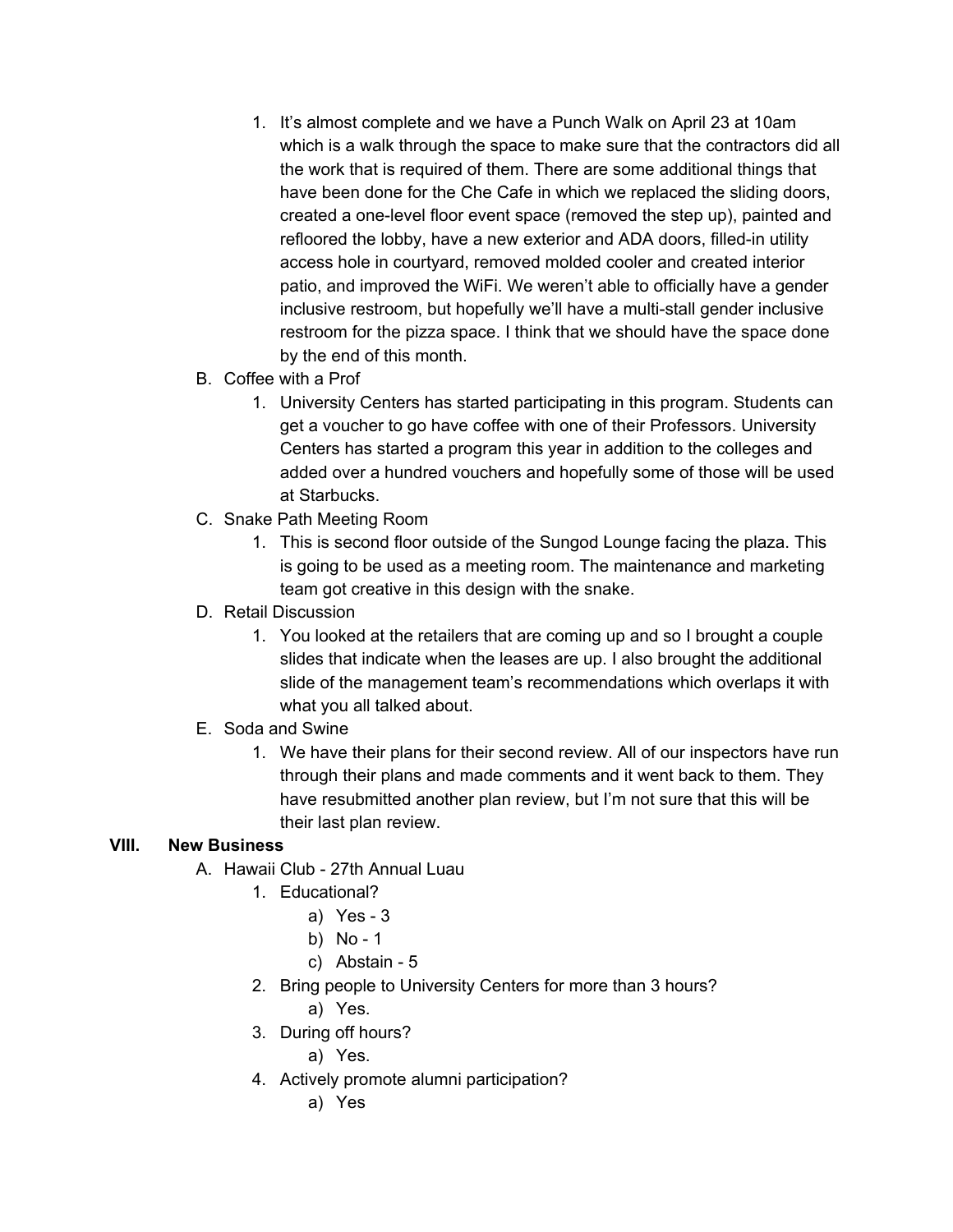1. It's almost complete and we have a Punch Walk on April 23 at 10am which is a walk through the space to make sure that the contractors did all the work that is required of them. There are some additional things that have been done for the Che Cafe in which we replaced the sliding doors, created a one-level floor event space (removed the step up), painted and refloored the lobby, have a new exterior and ADA doors, filled-in utility access hole in courtyard, removed molded cooler and created interior patio, and improved the WiFi. We weren't able to officially have a gender inclusive restroom, but hopefully we'll have a multi-stall gender inclusive restroom for the pizza space. I think that we should have the space done by the end of this month.

B. Coffee with a Prof
   1. University Centers has started participating in this program. Students can get a voucher to go have coffee with one of their Professors. University Centers has started a program this year in addition to the colleges and added over a hundred vouchers and hopefully some of those will be used at Starbucks.

C. Snake Path Meeting Room
   1. This is second floor outside of the Sungod Lounge facing the plaza. This is going to be used as a meeting room. The maintenance and marketing team got creative in this design with the snake.

D. Retail Discussion
   1. You looked at the retailers that are coming up and so I brought a couple slides that indicate when the leases are up. I also brought the additional slide of the management team's recommendations which overlaps it with what you all talked about.

E. Soda and Swine
   1. We have their plans for their second review. All of our inspectors have run through their plans and made comments and it went back to them. They have resubmitted another plan review, but I'm not sure that this will be their last plan review.

## VIII. New Business

A. Hawaii Club - 27th Annual Luau
   1. Educational?
      a) Yes - 3
      b) No - 1
      c) Abstain - 5
   2. Bring people to University Centers for more than 3 hours?
      a) Yes.
   3. During off hours?
      a) Yes.
   4. Actively promote alumni participation?
      a) Yes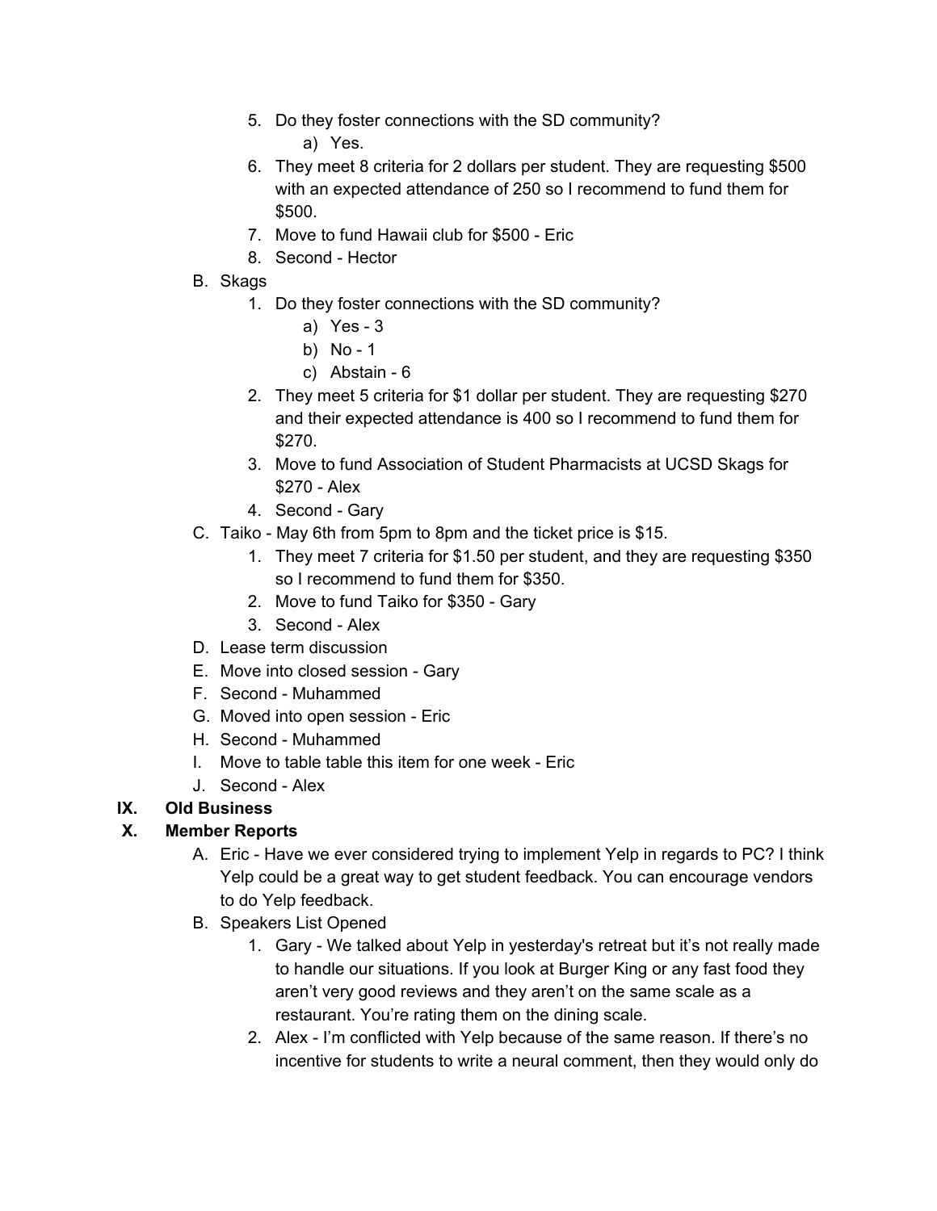5. Do they foster connections with the SD community?
    a) Yes.
6. They meet 8 criteria for 2 dollars per student. They are requesting $500 with an expected attendance of 250 so I recommend to fund them for $500.
7. Move to fund Hawaii club for $500 - Eric
8. Second - Hector

B. Skags
    1. Do they foster connections with the SD community?
        a) Yes - 3
        b) No - 1
        c) Abstain - 6
    2. They meet 5 criteria for $1 dollar per student. They are requesting $270 and their expected attendance is 400 so I recommend to fund them for $270.
    3. Move to fund Association of Student Pharmacists at UCSD Skags for $270 - Alex
    4. Second - Gary

C. Taiko - May 6th from 5pm to 8pm and the ticket price is $15.
    1. They meet 7 criteria for $1.50 per student, and they are requesting $350 so I recommend to fund them for $350.
    2. Move to fund Taiko for $350 - Gary
    3. Second - Alex

D. Lease term discussion

E. Move into closed session - Gary

F. Second - Muhammed

G. Moved into open session - Eric

H. Second - Muhammed

I. Move to table table this item for one week - Eric

J. Second - Alex

## IX. Old Business

## X. Member Reports

A. Eric - Have we ever considered trying to implement Yelp in regards to PC? I think Yelp could be a great way to get student feedback. You can encourage vendors to do Yelp feedback.

B. Speakers List Opened
    1. Gary - We talked about Yelp in yesterday's retreat but it's not really made to handle our situations. If you look at Burger King or any fast food they aren't very good reviews and they aren't on the same scale as a restaurant. You're rating them on the dining scale.
    2. Alex - I'm conflicted with Yelp because of the same reason. If there's no incentive for students to write a neural comment, then they would only do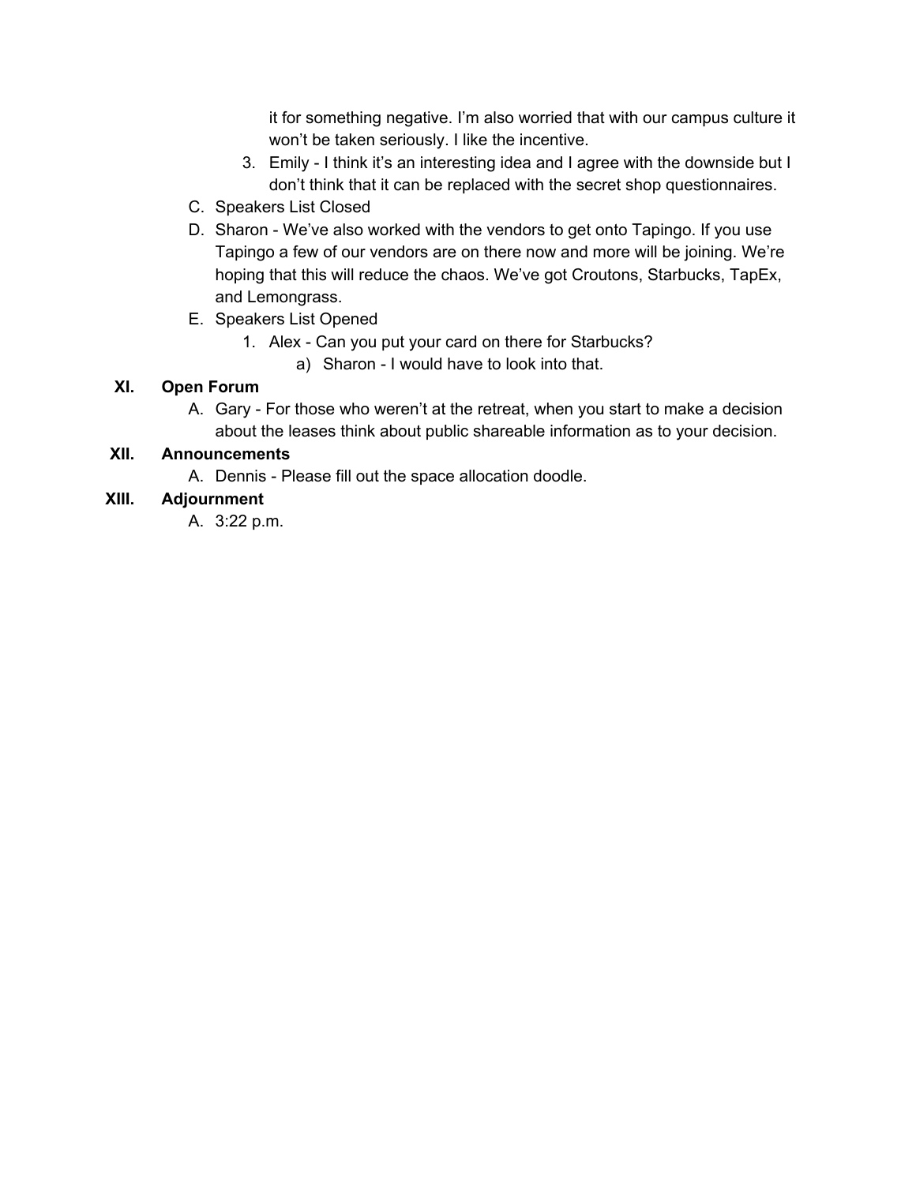it for something negative. I'm also worried that with our campus culture it won't be taken seriously. I like the incentive.

3. Emily - I think it's an interesting idea and I agree with the downside but I don't think that it can be replaced with the secret shop questionnaires.

C. Speakers List Closed

D. Sharon - We've also worked with the vendors to get onto Tapingo. If you use Tapingo a few of our vendors are on there now and more will be joining. We're hoping that this will reduce the chaos. We've got Croutons, Starbucks, TapEx, and Lemongrass.

E. Speakers List Opened

1. Alex - Can you put your card on there for Starbucks?
   a) Sharon - I would have to look into that.

## XI. Open Forum

A. Gary - For those who weren't at the retreat, when you start to make a decision about the leases think about public shareable information as to your decision.

## XII. Announcements

A. Dennis - Please fill out the space allocation doodle.

## XIII. Adjournment

A. 3:22 p.m.